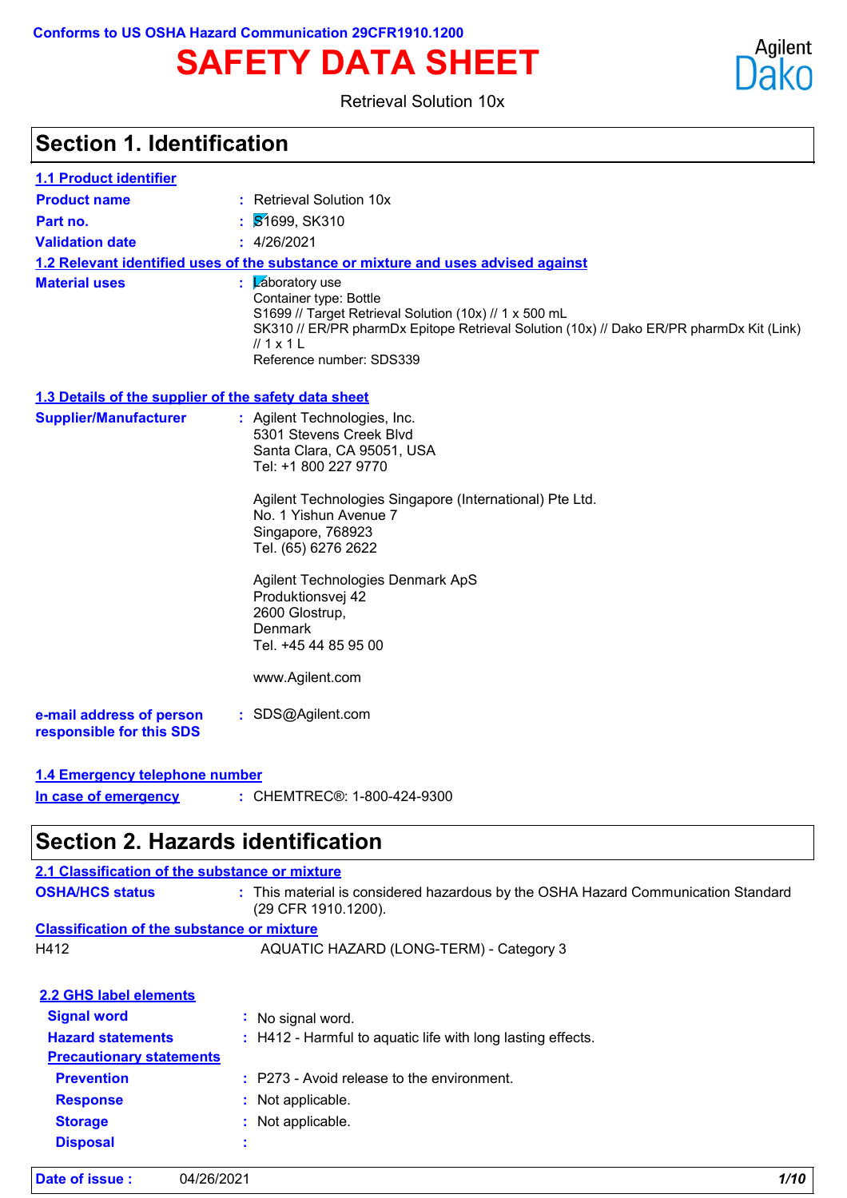Conforms to US OSHA Hazard Communication 29CFR1910.1200

# SAFETY DATA SHEET

Retrieval Solution 10x

## Section 1. Identification

### 1.1 Product identifier

| | |
|---|---|
| **Product name** | : Retrieval Solution 10x |
| **Part no.** | : S1699, SK310 |
| **Validation date** | : 4/26/2021 |

### 1.2 Relevant identified uses of the substance or mixture and uses advised against

**Material uses** : Laboratory use
Container type: Bottle
S1699 // Target Retrieval Solution (10x) // 1 x 500 mL
SK310 // ER/PR pharmDx Epitope Retrieval Solution (10x) // Dako ER/PR pharmDx Kit (Link) // 1 x 1 L
Reference number: SDS339

### 1.3 Details of the supplier of the safety data sheet

**Supplier/Manufacturer** : Agilent Technologies, Inc.
5301 Stevens Creek Blvd
Santa Clara, CA 95051, USA
Tel: +1 800 227 9770

Agilent Technologies Singapore (International) Pte Ltd.
No. 1 Yishun Avenue 7
Singapore, 768923
Tel. (65) 6276 2622

Agilent Technologies Denmark ApS
Produktionsvej 42
2600 Glostrup,
Denmark
Tel. +45 44 85 95 00

www.Agilent.com

**e-mail address of person responsible for this SDS** : SDS@Agilent.com

### 1.4 Emergency telephone number

**In case of emergency** : CHEMTREC®: 1-800-424-9300

## Section 2. Hazards identification

### 2.1 Classification of the substance or mixture

**OSHA/HCS status** : This material is considered hazardous by the OSHA Hazard Communication Standard (29 CFR 1910.1200).

**Classification of the substance or mixture**

H412 AQUATIC HAZARD (LONG-TERM) - Category 3

### 2.2 GHS label elements

| | |
|---|---|
| **Signal word** | : No signal word. |
| **Hazard statements** | : H412 - Harmful to aquatic life with long lasting effects. |

**Precautionary statements**

| | |
|---|---|
| **Prevention** | : P273 - Avoid release to the environment. |
| **Response** | : Not applicable. |
| **Storage** | : Not applicable. |
| **Disposal** | : |

**Date of issue :** 04/26/2021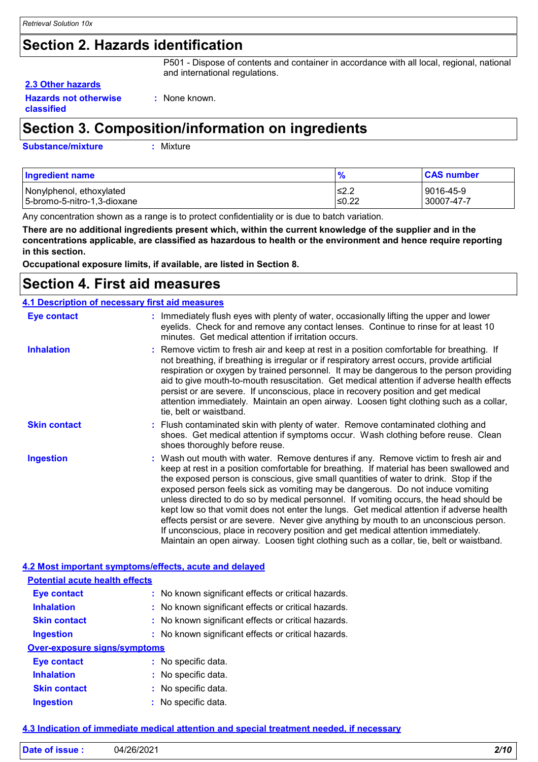## Section 2. Hazards identification

P501 - Dispose of contents and container in accordance with all local, regional, national and international regulations.

**2.3 Other hazards**

**Hazards not otherwise classified** : None known.

## Section 3. Composition/information on ingredients

**Substance/mixture** : Mixture

| Ingredient name | % | CAS number |
|---|---|---|
| Nonylphenol, ethoxylated | ≤2.2 | 9016-45-9 |
| 5-bromo-5-nitro-1,3-dioxane | ≤0.22 | 30007-47-7 |

Any concentration shown as a range is to protect confidentiality or is due to batch variation.

**There are no additional ingredients present which, within the current knowledge of the supplier and in the concentrations applicable, are classified as hazardous to health or the environment and hence require reporting in this section.**

**Occupational exposure limits, if available, are listed in Section 8.**

## Section 4. First aid measures

**4.1 Description of necessary first aid measures**

**Eye contact** : Immediately flush eyes with plenty of water, occasionally lifting the upper and lower eyelids. Check for and remove any contact lenses. Continue to rinse for at least 10 minutes. Get medical attention if irritation occurs.

**Inhalation** : Remove victim to fresh air and keep at rest in a position comfortable for breathing. If not breathing, if breathing is irregular or if respiratory arrest occurs, provide artificial respiration or oxygen by trained personnel. It may be dangerous to the person providing aid to give mouth-to-mouth resuscitation. Get medical attention if adverse health effects persist or are severe. If unconscious, place in recovery position and get medical attention immediately. Maintain an open airway. Loosen tight clothing such as a collar, tie, belt or waistband.

**Skin contact** : Flush contaminated skin with plenty of water. Remove contaminated clothing and shoes. Get medical attention if symptoms occur. Wash clothing before reuse. Clean shoes thoroughly before reuse.

**Ingestion** : Wash out mouth with water. Remove dentures if any. Remove victim to fresh air and keep at rest in a position comfortable for breathing. If material has been swallowed and the exposed person is conscious, give small quantities of water to drink. Stop if the exposed person feels sick as vomiting may be dangerous. Do not induce vomiting unless directed to do so by medical personnel. If vomiting occurs, the head should be kept low so that vomit does not enter the lungs. Get medical attention if adverse health effects persist or are severe. Never give anything by mouth to an unconscious person. If unconscious, place in recovery position and get medical attention immediately. Maintain an open airway. Loosen tight clothing such as a collar, tie, belt or waistband.

**4.2 Most important symptoms/effects, acute and delayed**

**Potential acute health effects**

**Eye contact** : No known significant effects or critical hazards.

**Inhalation** : No known significant effects or critical hazards.

**Skin contact** : No known significant effects or critical hazards.

**Ingestion** : No known significant effects or critical hazards.

**Over-exposure signs/symptoms**

**Eye contact** : No specific data.

**Inhalation** : No specific data.

**Skin contact** : No specific data.

**Ingestion** : No specific data.

**4.3 Indication of immediate medical attention and special treatment needed, if necessary**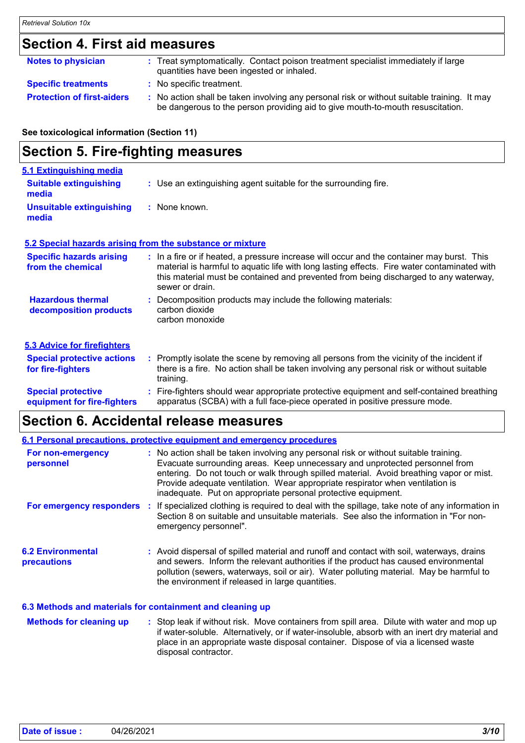## Section 4. First aid measures

**Notes to physician** : Treat symptomatically. Contact poison treatment specialist immediately if large quantities have been ingested or inhaled.

**Specific treatments** : No specific treatment.

**Protection of first-aiders** : No action shall be taken involving any personal risk or without suitable training. It may be dangerous to the person providing aid to give mouth-to-mouth resuscitation.

**See toxicological information (Section 11)**

## Section 5. Fire-fighting measures

### 5.1 Extinguishing media

**Suitable extinguishing media** : Use an extinguishing agent suitable for the surrounding fire.

**Unsuitable extinguishing media** : None known.

### 5.2 Special hazards arising from the substance or mixture

**Specific hazards arising from the chemical** : In a fire or if heated, a pressure increase will occur and the container may burst. This material is harmful to aquatic life with long lasting effects. Fire water contaminated with this material must be contained and prevented from being discharged to any waterway, sewer or drain.

**Hazardous thermal decomposition products** : Decomposition products may include the following materials:
carbon dioxide
carbon monoxide

### 5.3 Advice for firefighters

**Special protective actions for fire-fighters** : Promptly isolate the scene by removing all persons from the vicinity of the incident if there is a fire. No action shall be taken involving any personal risk or without suitable training.

**Special protective equipment for fire-fighters** : Fire-fighters should wear appropriate protective equipment and self-contained breathing apparatus (SCBA) with a full face-piece operated in positive pressure mode.

## Section 6. Accidental release measures

### 6.1 Personal precautions, protective equipment and emergency procedures

**For non-emergency personnel** : No action shall be taken involving any personal risk or without suitable training. Evacuate surrounding areas. Keep unnecessary and unprotected personnel from entering. Do not touch or walk through spilled material. Avoid breathing vapor or mist. Provide adequate ventilation. Wear appropriate respirator when ventilation is inadequate. Put on appropriate personal protective equipment.

**For emergency responders** : If specialized clothing is required to deal with the spillage, take note of any information in Section 8 on suitable and unsuitable materials. See also the information in "For non-emergency personnel".

### 6.2 Environmental precautions

: Avoid dispersal of spilled material and runoff and contact with soil, waterways, drains and sewers. Inform the relevant authorities if the product has caused environmental pollution (sewers, waterways, soil or air). Water polluting material. May be harmful to the environment if released in large quantities.

### 6.3 Methods and materials for containment and cleaning up

**Methods for cleaning up** : Stop leak if without risk. Move containers from spill area. Dilute with water and mop up if water-soluble. Alternatively, or if water-insoluble, absorb with an inert dry material and place in an appropriate waste disposal container. Dispose of via a licensed waste disposal contractor.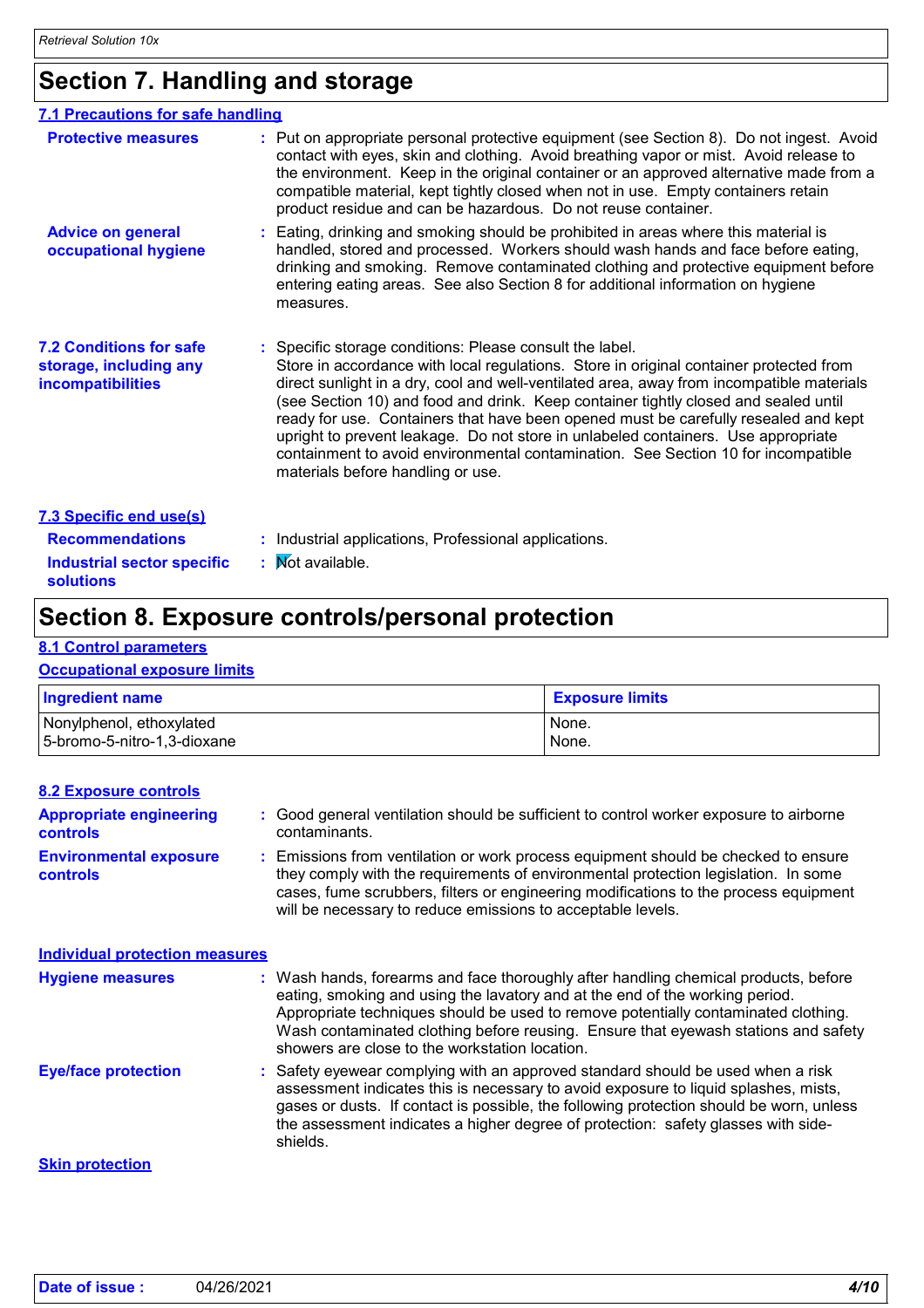## Section 7. Handling and storage

### 7.1 Precautions for safe handling

**Protective measures** : Put on appropriate personal protective equipment (see Section 8). Do not ingest. Avoid contact with eyes, skin and clothing. Avoid breathing vapor or mist. Avoid release to the environment. Keep in the original container or an approved alternative made from a compatible material, kept tightly closed when not in use. Empty containers retain product residue and can be hazardous. Do not reuse container.

**Advice on general occupational hygiene** : Eating, drinking and smoking should be prohibited in areas where this material is handled, stored and processed. Workers should wash hands and face before eating, drinking and smoking. Remove contaminated clothing and protective equipment before entering eating areas. See also Section 8 for additional information on hygiene measures.

**7.2 Conditions for safe storage, including any incompatibilities** : Specific storage conditions: Please consult the label. Store in accordance with local regulations. Store in original container protected from direct sunlight in a dry, cool and well-ventilated area, away from incompatible materials (see Section 10) and food and drink. Keep container tightly closed and sealed until ready for use. Containers that have been opened must be carefully resealed and kept upright to prevent leakage. Do not store in unlabeled containers. Use appropriate containment to avoid environmental contamination. See Section 10 for incompatible materials before handling or use.

### 7.3 Specific end use(s)

**Recommendations** : Industrial applications, Professional applications.

**Industrial sector specific solutions** : Not available.

## Section 8. Exposure controls/personal protection

### 8.1 Control parameters

#### Occupational exposure limits

| Ingredient name | Exposure limits |
|---|---|
| Nonylphenol, ethoxylated | None. |
| 5-bromo-5-nitro-1,3-dioxane | None. |

### 8.2 Exposure controls

**Appropriate engineering controls** : Good general ventilation should be sufficient to control worker exposure to airborne contaminants.

**Environmental exposure controls** : Emissions from ventilation or work process equipment should be checked to ensure they comply with the requirements of environmental protection legislation. In some cases, fume scrubbers, filters or engineering modifications to the process equipment will be necessary to reduce emissions to acceptable levels.

#### Individual protection measures

**Hygiene measures** : Wash hands, forearms and face thoroughly after handling chemical products, before eating, smoking and using the lavatory and at the end of the working period. Appropriate techniques should be used to remove potentially contaminated clothing. Wash contaminated clothing before reusing. Ensure that eyewash stations and safety showers are close to the workstation location.

**Eye/face protection** : Safety eyewear complying with an approved standard should be used when a risk assessment indicates this is necessary to avoid exposure to liquid splashes, mists, gases or dusts. If contact is possible, the following protection should be worn, unless the assessment indicates a higher degree of protection: safety glasses with side-shields.

#### Skin protection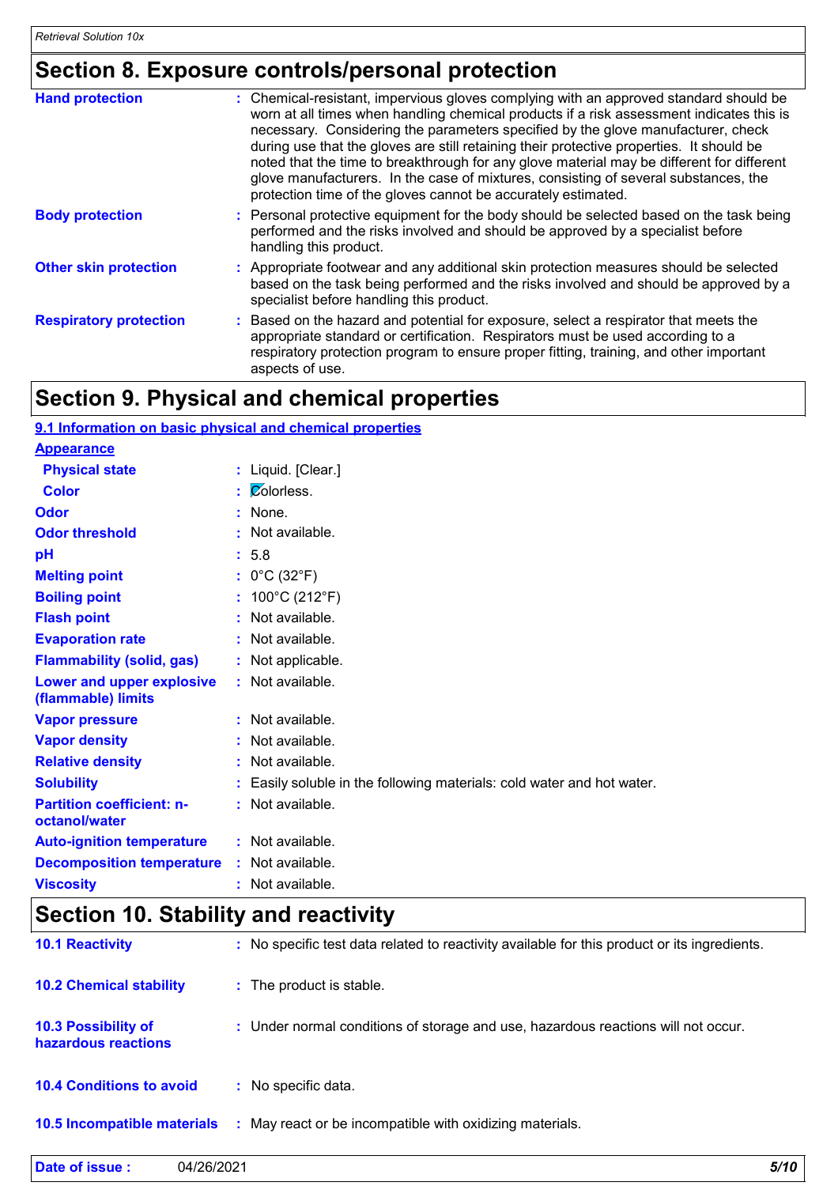## Section 8. Exposure controls/personal protection

| | |
|---|---|
| **Hand protection** | Chemical-resistant, impervious gloves complying with an approved standard should be worn at all times when handling chemical products if a risk assessment indicates this is necessary. Considering the parameters specified by the glove manufacturer, check during use that the gloves are still retaining their protective properties. It should be noted that the time to breakthrough for any glove material may be different for different glove manufacturers. In the case of mixtures, consisting of several substances, the protection time of the gloves cannot be accurately estimated. |
| **Body protection** | Personal protective equipment for the body should be selected based on the task being performed and the risks involved and should be approved by a specialist before handling this product. |
| **Other skin protection** | Appropriate footwear and any additional skin protection measures should be selected based on the task being performed and the risks involved and should be approved by a specialist before handling this product. |
| **Respiratory protection** | Based on the hazard and potential for exposure, select a respirator that meets the appropriate standard or certification. Respirators must be used according to a respiratory protection program to ensure proper fitting, training, and other important aspects of use. |

## Section 9. Physical and chemical properties

### 9.1 Information on basic physical and chemical properties

**Appearance**

| | |
|---|---|
| **Physical state** | Liquid. [Clear.] |
| **Color** | Colorless. |
| **Odor** | None. |
| **Odor threshold** | Not available. |
| **pH** | 5.8 |
| **Melting point** | 0°C (32°F) |
| **Boiling point** | 100°C (212°F) |
| **Flash point** | Not available. |
| **Evaporation rate** | Not available. |
| **Flammability (solid, gas)** | Not applicable. |
| **Lower and upper explosive (flammable) limits** | Not available. |
| **Vapor pressure** | Not available. |
| **Vapor density** | Not available. |
| **Relative density** | Not available. |
| **Solubility** | Easily soluble in the following materials: cold water and hot water. |
| **Partition coefficient: n-octanol/water** | Not available. |
| **Auto-ignition temperature** | Not available. |
| **Decomposition temperature** | Not available. |
| **Viscosity** | Not available. |

## Section 10. Stability and reactivity

| | |
|---|---|
| **10.1 Reactivity** | No specific test data related to reactivity available for this product or its ingredients. |
| **10.2 Chemical stability** | The product is stable. |
| **10.3 Possibility of hazardous reactions** | Under normal conditions of storage and use, hazardous reactions will not occur. |
| **10.4 Conditions to avoid** | No specific data. |
| **10.5 Incompatible materials** | May react or be incompatible with oxidizing materials. |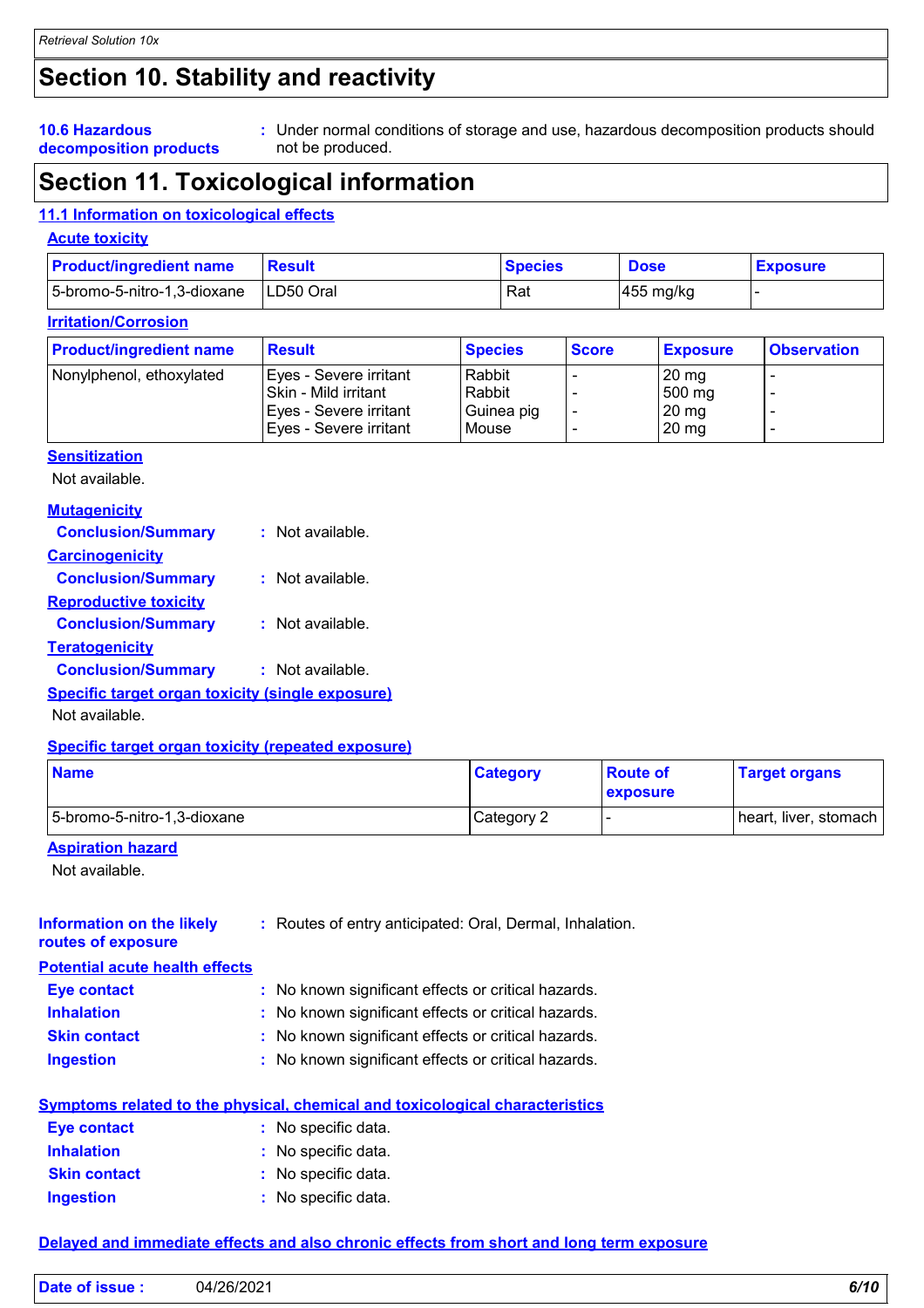## Section 10. Stability and reactivity

**10.6 Hazardous decomposition products** : Under normal conditions of storage and use, hazardous decomposition products should not be produced.

## Section 11. Toxicological information

### 11.1 Information on toxicological effects

**Acute toxicity**

| Product/ingredient name | Result | Species | Dose | Exposure |
|---|---|---|---|---|
| 5-bromo-5-nitro-1,3-dioxane | LD50 Oral | Rat | 455 mg/kg | - |

**Irritation/Corrosion**

| Product/ingredient name | Result | Species | Score | Exposure | Observation |
|---|---|---|---|---|---|
| Nonylphenol, ethoxylated | Eyes - Severe irritant | Rabbit | - | 20 mg | - |
| | Skin - Mild irritant | Rabbit | - | 500 mg | - |
| | Eyes - Severe irritant | Guinea pig | - | 20 mg | - |
| | Eyes - Severe irritant | Mouse | - | 20 mg | - |

**Sensitization**

Not available.

**Mutagenicity**

**Conclusion/Summary** : Not available.

**Carcinogenicity**

**Conclusion/Summary** : Not available.

**Reproductive toxicity**

**Conclusion/Summary** : Not available.

**Teratogenicity**

**Conclusion/Summary** : Not available.

**Specific target organ toxicity (single exposure)**

Not available.

**Specific target organ toxicity (repeated exposure)**

| Name | Category | Route of exposure | Target organs |
|---|---|---|---|
| 5-bromo-5-nitro-1,3-dioxane | Category 2 | - | heart, liver, stomach |

**Aspiration hazard**

Not available.

**Information on the likely routes of exposure** : Routes of entry anticipated: Oral, Dermal, Inhalation.

**Potential acute health effects**

**Eye contact** : No known significant effects or critical hazards.
**Inhalation** : No known significant effects or critical hazards.
**Skin contact** : No known significant effects or critical hazards.
**Ingestion** : No known significant effects or critical hazards.

**Symptoms related to the physical, chemical and toxicological characteristics**

**Eye contact** : No specific data.
**Inhalation** : No specific data.
**Skin contact** : No specific data.
**Ingestion** : No specific data.

**Delayed and immediate effects and also chronic effects from short and long term exposure**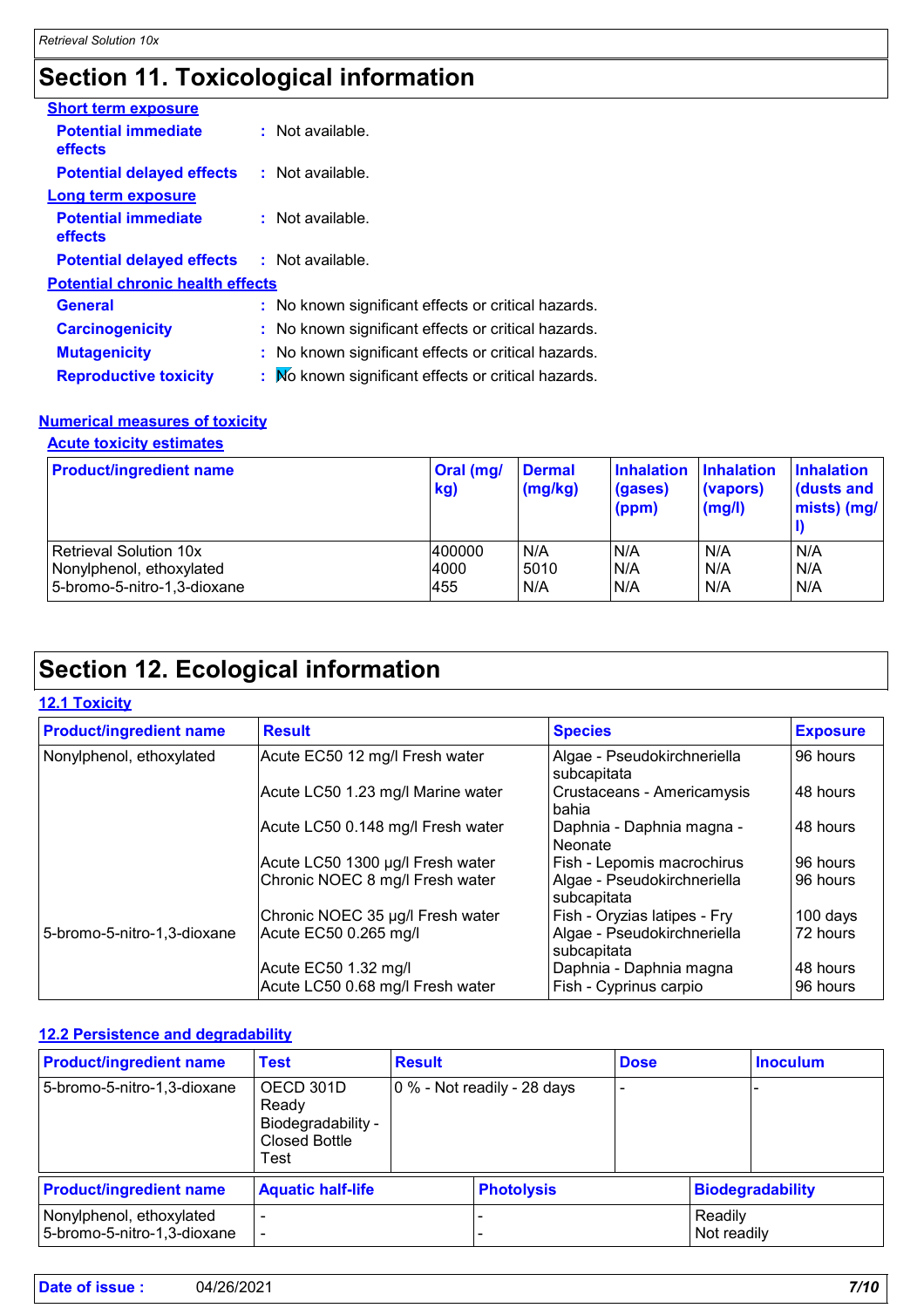# Section 11. Toxicological information

**Short term exposure**

**Potential immediate effects** : Not available.

**Potential delayed effects** : Not available.

**Long term exposure**

**Potential immediate effects** : Not available.

**Potential delayed effects** : Not available.

**Potential chronic health effects**

**General** : No known significant effects or critical hazards.

**Carcinogenicity** : No known significant effects or critical hazards.

**Mutagenicity** : No known significant effects or critical hazards.

**Reproductive toxicity** : No known significant effects or critical hazards.

**Numerical measures of toxicity**

**Acute toxicity estimates**

| Product/ingredient name | Oral (mg/kg) | Dermal (mg/kg) | Inhalation (gases) (ppm) | Inhalation (vapors) (mg/l) | Inhalation (dusts and mists) (mg/l) |
|---|---|---|---|---|---|
| Retrieval Solution 10x | 400000 | N/A | N/A | N/A | N/A |
| Nonylphenol, ethoxylated | 4000 | 5010 | N/A | N/A | N/A |
| 5-bromo-5-nitro-1,3-dioxane | 455 | N/A | N/A | N/A | N/A |

# Section 12. Ecological information

**12.1 Toxicity**

| Product/ingredient name | Result | Species | Exposure |
|---|---|---|---|
| Nonylphenol, ethoxylated | Acute EC50 12 mg/l Fresh water | Algae - Pseudokirchneriella subcapitata | 96 hours |
| | Acute LC50 1.23 mg/l Marine water | Crustaceans - Americamysis bahia | 48 hours |
| | Acute LC50 0.148 mg/l Fresh water | Daphnia - Daphnia magna - Neonate | 48 hours |
| | Acute LC50 1300 µg/l Fresh water | Fish - Lepomis macrochirus | 96 hours |
| | Chronic NOEC 8 mg/l Fresh water | Algae - Pseudokirchneriella subcapitata | 96 hours |
| | Chronic NOEC 35 µg/l Fresh water | Fish - Oryzias latipes - Fry | 100 days |
| 5-bromo-5-nitro-1,3-dioxane | Acute EC50 0.265 mg/l | Algae - Pseudokirchneriella subcapitata | 72 hours |
| | Acute EC50 1.32 mg/l | Daphnia - Daphnia magna | 48 hours |
| | Acute LC50 0.68 mg/l Fresh water | Fish - Cyprinus carpio | 96 hours |

**12.2 Persistence and degradability**

| Product/ingredient name | Test | Result | Dose | Inoculum |
|---|---|---|---|---|
| 5-bromo-5-nitro-1,3-dioxane | OECD 301D Ready Biodegradability - Closed Bottle Test | 0 % - Not readily - 28 days | - | - |

| Product/ingredient name | Aquatic half-life | Photolysis | Biodegradability |
|---|---|---|---|
| Nonylphenol, ethoxylated | - | - | Readily |
| 5-bromo-5-nitro-1,3-dioxane | - | - | Not readily |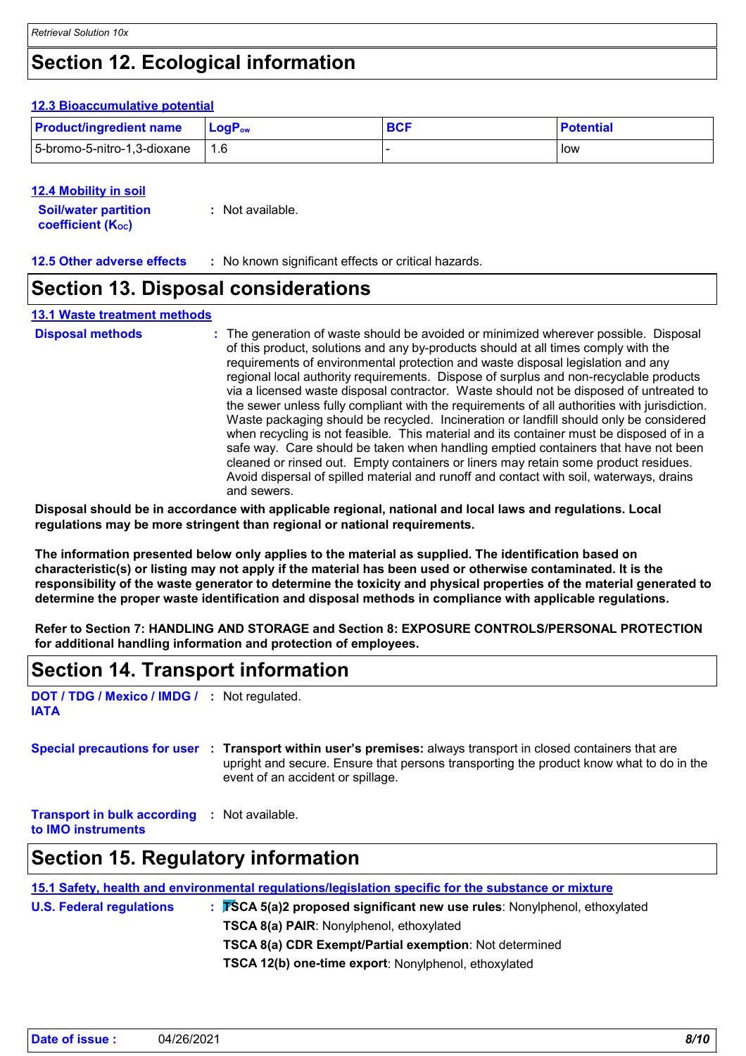## Section 12. Ecological information

### 12.3 Bioaccumulative potential

| Product/ingredient name | $LogP_{ow}$ | BCF | Potential |
|---|---|---|---|
| 5-bromo-5-nitro-1,3-dioxane | 1.6 | - | low |

### 12.4 Mobility in soil

**Soil/water partition coefficient ($K_{OC}$)** : Not available.

**12.5 Other adverse effects** : No known significant effects or critical hazards.

## Section 13. Disposal considerations

### 13.1 Waste treatment methods

**Disposal methods** : The generation of waste should be avoided or minimized wherever possible. Disposal of this product, solutions and any by-products should at all times comply with the requirements of environmental protection and waste disposal legislation and any regional local authority requirements. Dispose of surplus and non-recyclable products via a licensed waste disposal contractor. Waste should not be disposed of untreated to the sewer unless fully compliant with the requirements of all authorities with jurisdiction. Waste packaging should be recycled. Incineration or landfill should only be considered when recycling is not feasible. This material and its container must be disposed of in a safe way. Care should be taken when handling emptied containers that have not been cleaned or rinsed out. Empty containers or liners may retain some product residues. Avoid dispersal of spilled material and runoff and contact with soil, waterways, drains and sewers.

**Disposal should be in accordance with applicable regional, national and local laws and regulations. Local regulations may be more stringent than regional or national requirements.**

**The information presented below only applies to the material as supplied. The identification based on characteristic(s) or listing may not apply if the material has been used or otherwise contaminated. It is the responsibility of the waste generator to determine the toxicity and physical properties of the material generated to determine the proper waste identification and disposal methods in compliance with applicable regulations.**

**Refer to Section 7: HANDLING AND STORAGE and Section 8: EXPOSURE CONTROLS/PERSONAL PROTECTION for additional handling information and protection of employees.**

## Section 14. Transport information

**DOT / TDG / Mexico / IMDG / IATA** : Not regulated.

**Special precautions for user** : **Transport within user's premises:** always transport in closed containers that are upright and secure. Ensure that persons transporting the product know what to do in the event of an accident or spillage.

**Transport in bulk according to IMO instruments** : Not available.

## Section 15. Regulatory information

### 15.1 Safety, health and environmental regulations/legislation specific for the substance or mixture

**U.S. Federal regulations** : **TSCA 5(a)2 proposed significant new use rules**: Nonylphenol, ethoxylated

**TSCA 8(a) PAIR**: Nonylphenol, ethoxylated

**TSCA 8(a) CDR Exempt/Partial exemption**: Not determined

**TSCA 12(b) one-time export**: Nonylphenol, ethoxylated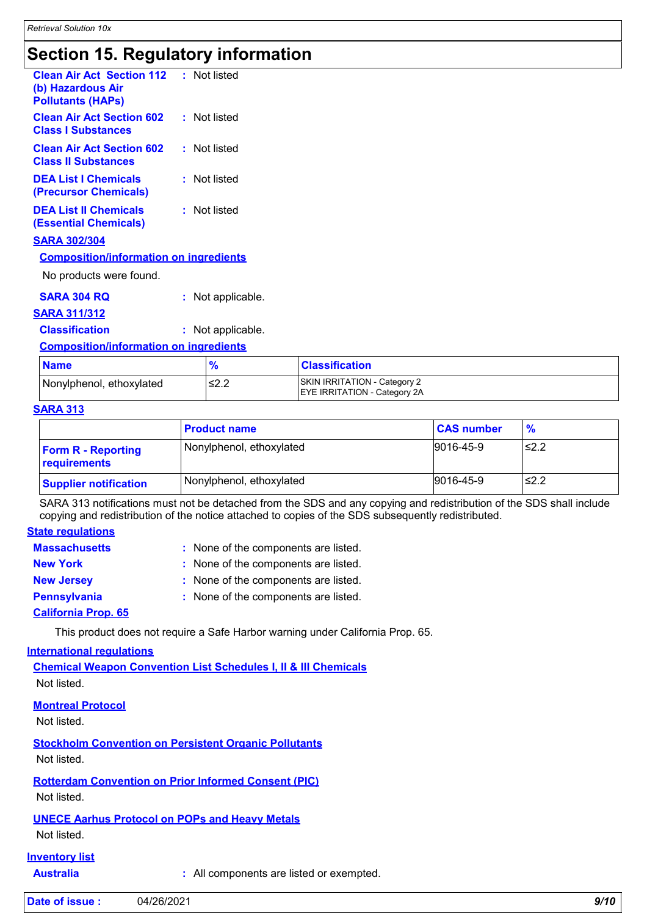## Section 15. Regulatory information

**Clean Air Act Section 112 (b) Hazardous Air Pollutants (HAPs)** : Not listed

**Clean Air Act Section 602 Class I Substances** : Not listed

**Clean Air Act Section 602 Class II Substances** : Not listed

**DEA List I Chemicals (Precursor Chemicals)** : Not listed

**DEA List II Chemicals (Essential Chemicals)** : Not listed

**SARA 302/304**

**Composition/information on ingredients**

No products were found.

**SARA 304 RQ** : Not applicable.

**SARA 311/312**

**Classification** : Not applicable.

**Composition/information on ingredients**

| Name | % | Classification |
|---|---|---|
| Nonylphenol, ethoxylated | ≤2.2 | SKIN IRRITATION - Category 2<br>EYE IRRITATION - Category 2A |

**SARA 313**

| | Product name | CAS number | % |
|---|---|---|---|
| **Form R - Reporting requirements** | Nonylphenol, ethoxylated | 9016-45-9 | ≤2.2 |
| **Supplier notification** | Nonylphenol, ethoxylated | 9016-45-9 | ≤2.2 |

SARA 313 notifications must not be detached from the SDS and any copying and redistribution of the SDS shall include copying and redistribution of the notice attached to copies of the SDS subsequently redistributed.

**State regulations**

**Massachusetts** : None of the components are listed.

**New York** : None of the components are listed.

**New Jersey** : None of the components are listed.

**Pennsylvania** : None of the components are listed.

**California Prop. 65**

This product does not require a Safe Harbor warning under California Prop. 65.

**International regulations**

**Chemical Weapon Convention List Schedules I, II & III Chemicals**

Not listed.

**Montreal Protocol**

Not listed.

**Stockholm Convention on Persistent Organic Pollutants**

Not listed.

**Rotterdam Convention on Prior Informed Consent (PIC)**

Not listed.

**UNECE Aarhus Protocol on POPs and Heavy Metals**

Not listed.

**Inventory list**

**Australia** : All components are listed or exempted.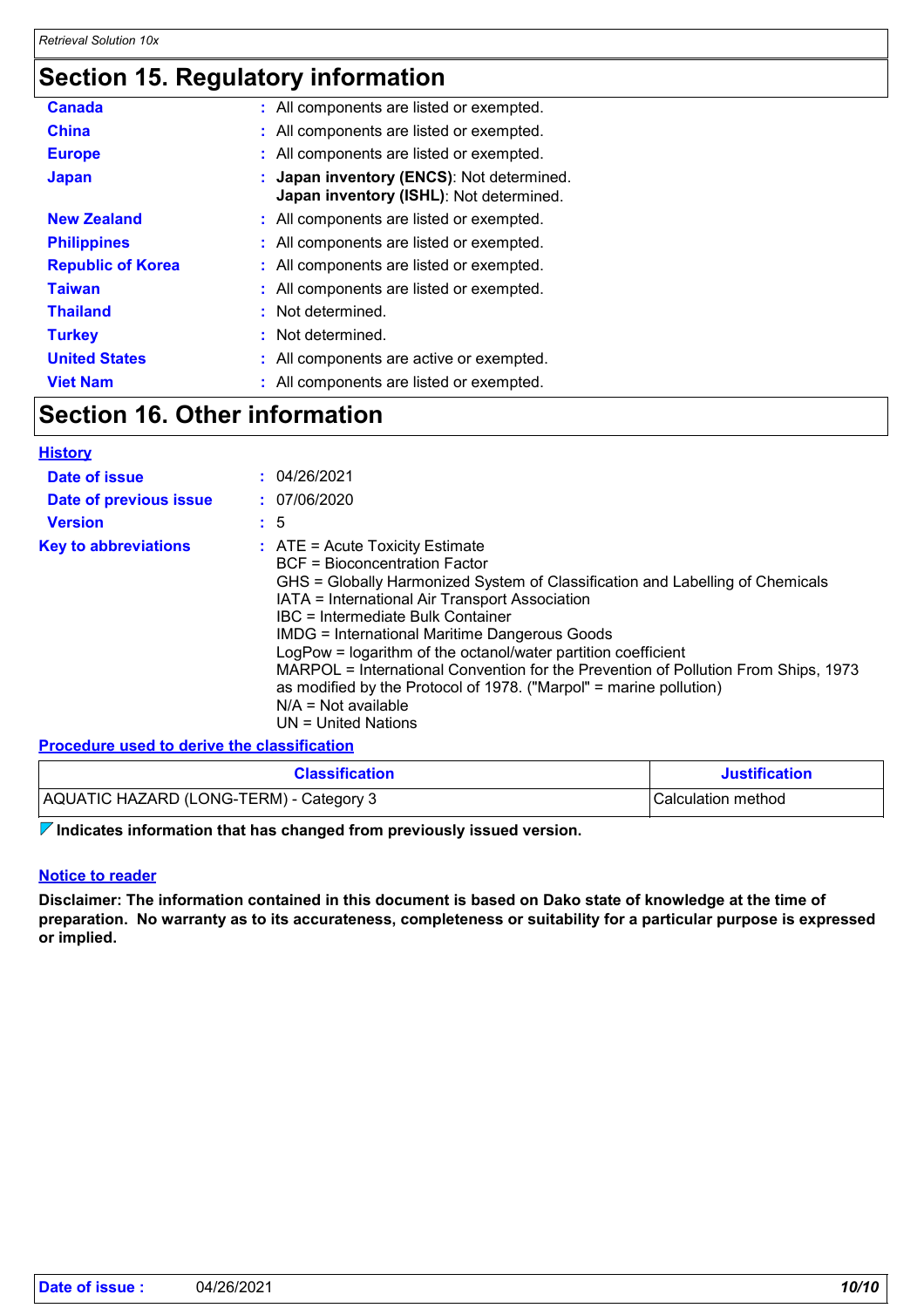## Section 15. Regulatory information

**Canada** : All components are listed or exempted.

**China** : All components are listed or exempted.

**Europe** : All components are listed or exempted.

**Japan** : **Japan inventory (ENCS)**: Not determined.
**Japan inventory (ISHL)**: Not determined.

**New Zealand** : All components are listed or exempted.

**Philippines** : All components are listed or exempted.

**Republic of Korea** : All components are listed or exempted.

**Taiwan** : All components are listed or exempted.

**Thailand** : Not determined.

**Turkey** : Not determined.

**United States** : All components are active or exempted.

**Viet Nam** : All components are listed or exempted.

## Section 16. Other information

**History**

**Date of issue** : 04/26/2021

**Date of previous issue** : 07/06/2020

**Version** : 5

**Key to abbreviations** :
ATE = Acute Toxicity Estimate
BCF = Bioconcentration Factor
GHS = Globally Harmonized System of Classification and Labelling of Chemicals
IATA = International Air Transport Association
IBC = Intermediate Bulk Container
IMDG = International Maritime Dangerous Goods
LogPow = logarithm of the octanol/water partition coefficient
MARPOL = International Convention for the Prevention of Pollution From Ships, 1973 as modified by the Protocol of 1978. ("Marpol" = marine pollution)
N/A = Not available
UN = United Nations

**Procedure used to derive the classification**

| Classification | Justification |
|---|---|
| AQUATIC HAZARD (LONG-TERM) - Category 3 | Calculation method |

**Indicates information that has changed from previously issued version.**

**Notice to reader**

**Disclaimer: The information contained in this document is based on Dako state of knowledge at the time of preparation. No warranty as to its accurateness, completeness or suitability for a particular purpose is expressed or implied.**